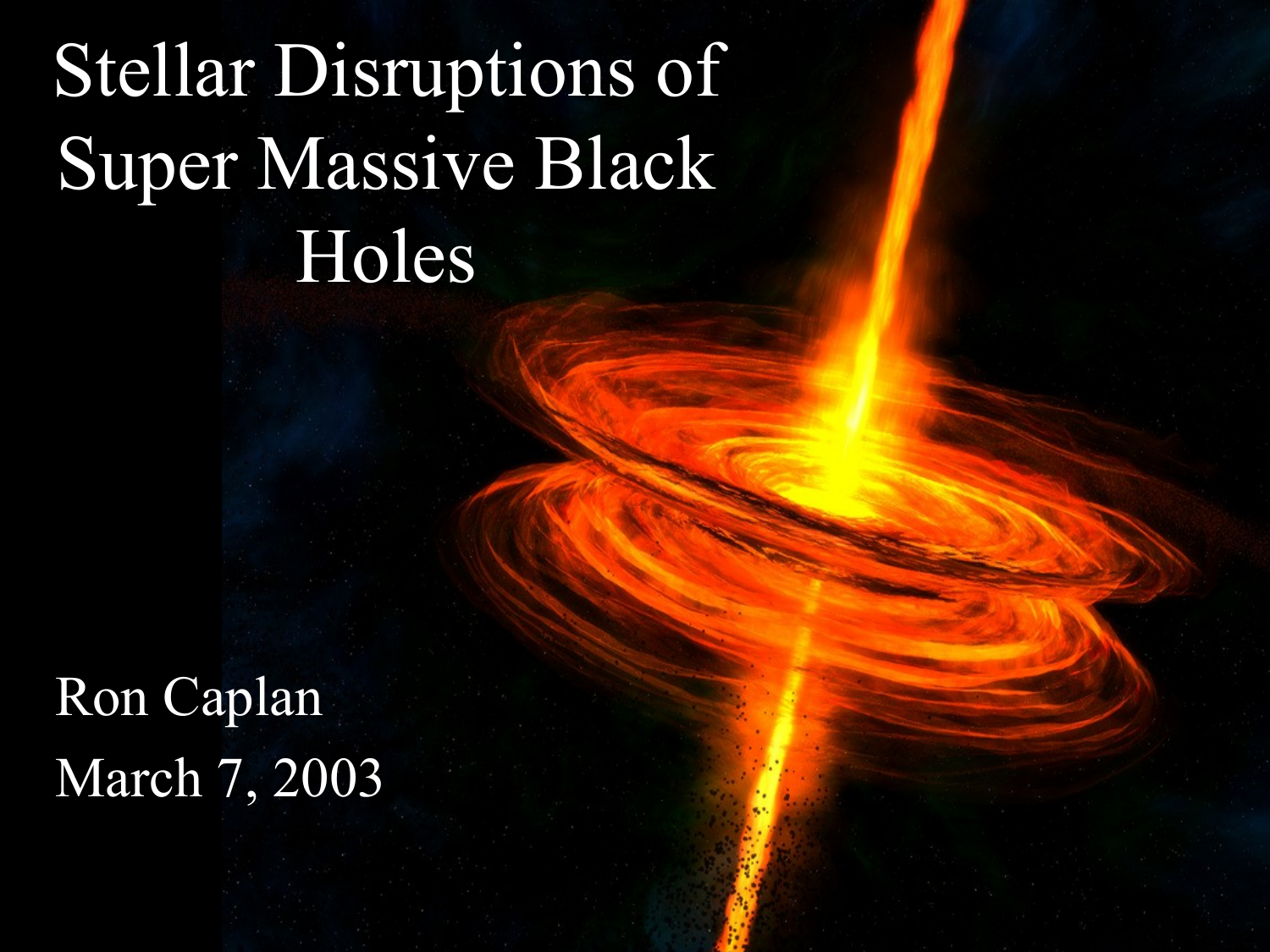# Stellar Disruptions of Super Massive Black Holes

Ron Caplan

March 7, 2003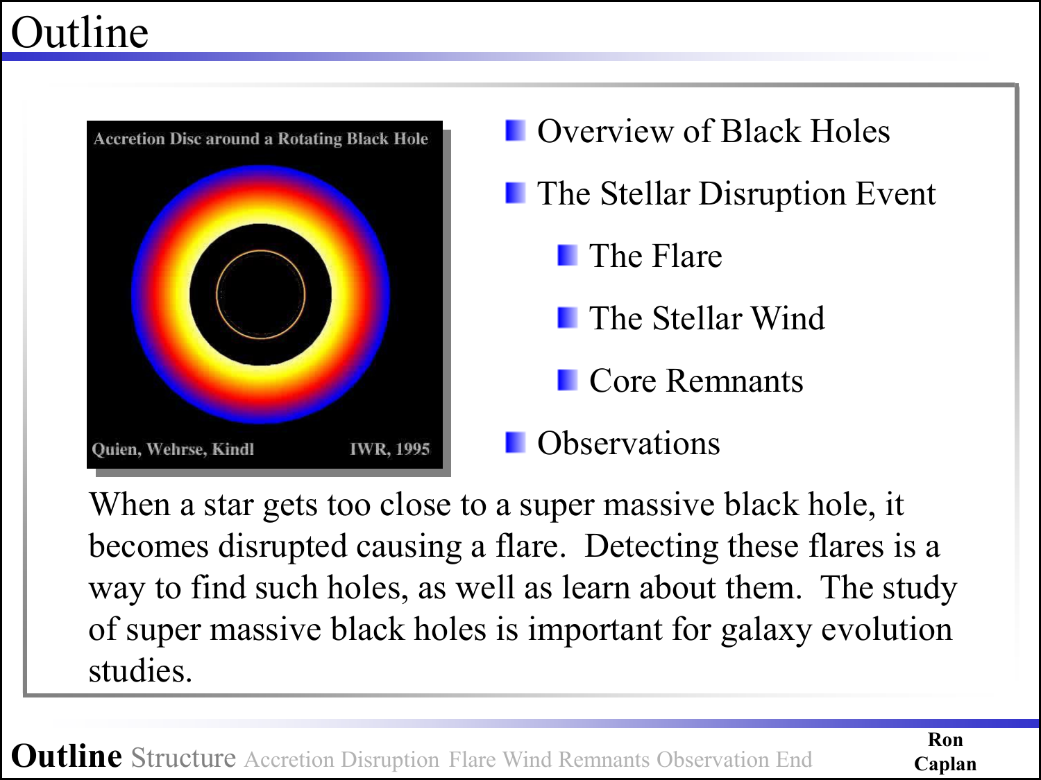# Outline

- Overview of Black Holes
- The Stellar Disruption Event
  - The Flare
  - The Stellar Wind
  - Core Remnants
- Observations

When a star gets too close to a super massive black hole, it becomes disrupted causing a flare. Detecting these flares is a way to find such holes, as well as learn about them. The study of super massive black holes is important for galaxy evolution studies.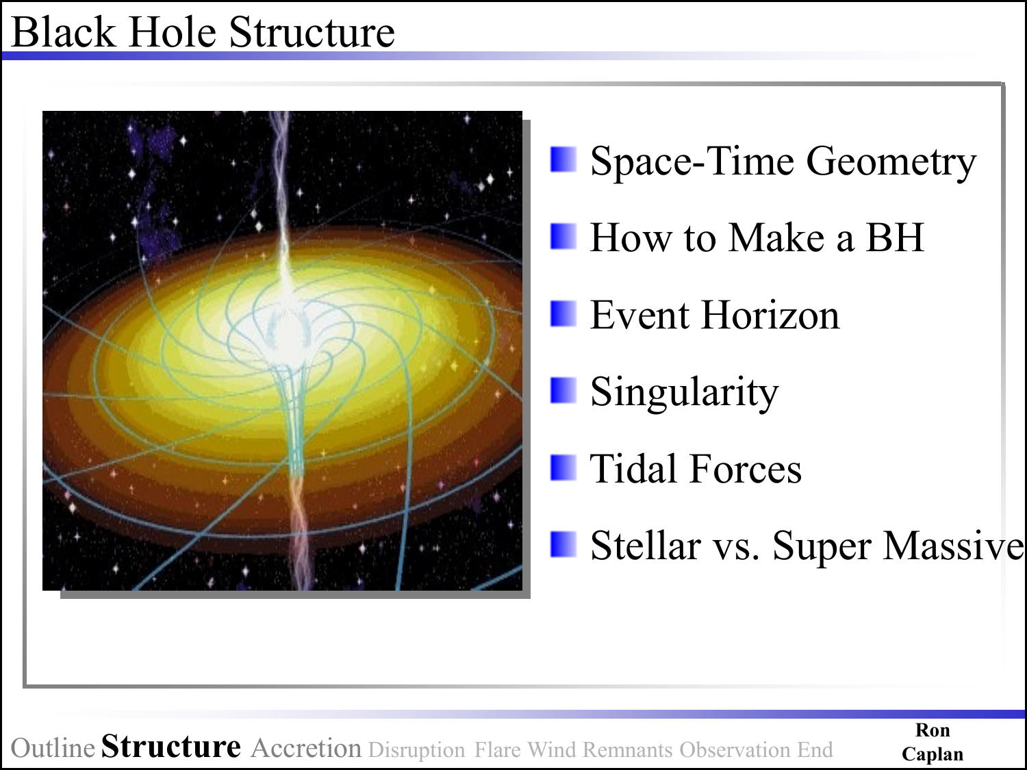# Black Hole Structure

- Space-Time Geometry
- How to Make a BH
- Event Horizon
- Singularity
- Tidal Forces
- Stellar vs. Super Massive

Outline **Structure** Accretion Disruption Flare Wind Remnants Observation End

**Ron Caplan**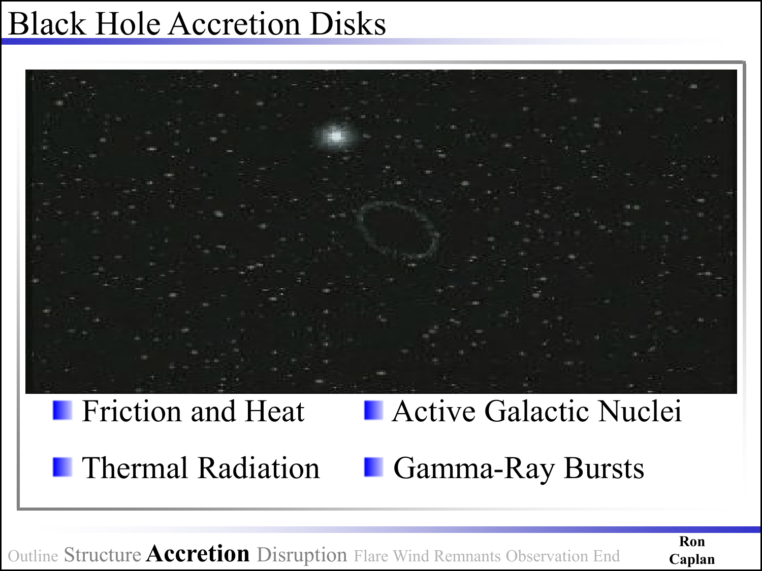# Black Hole Accretion Disks

- Friction and Heat
- Thermal Radiation
- Active Galactic Nuclei
- Gamma-Ray Bursts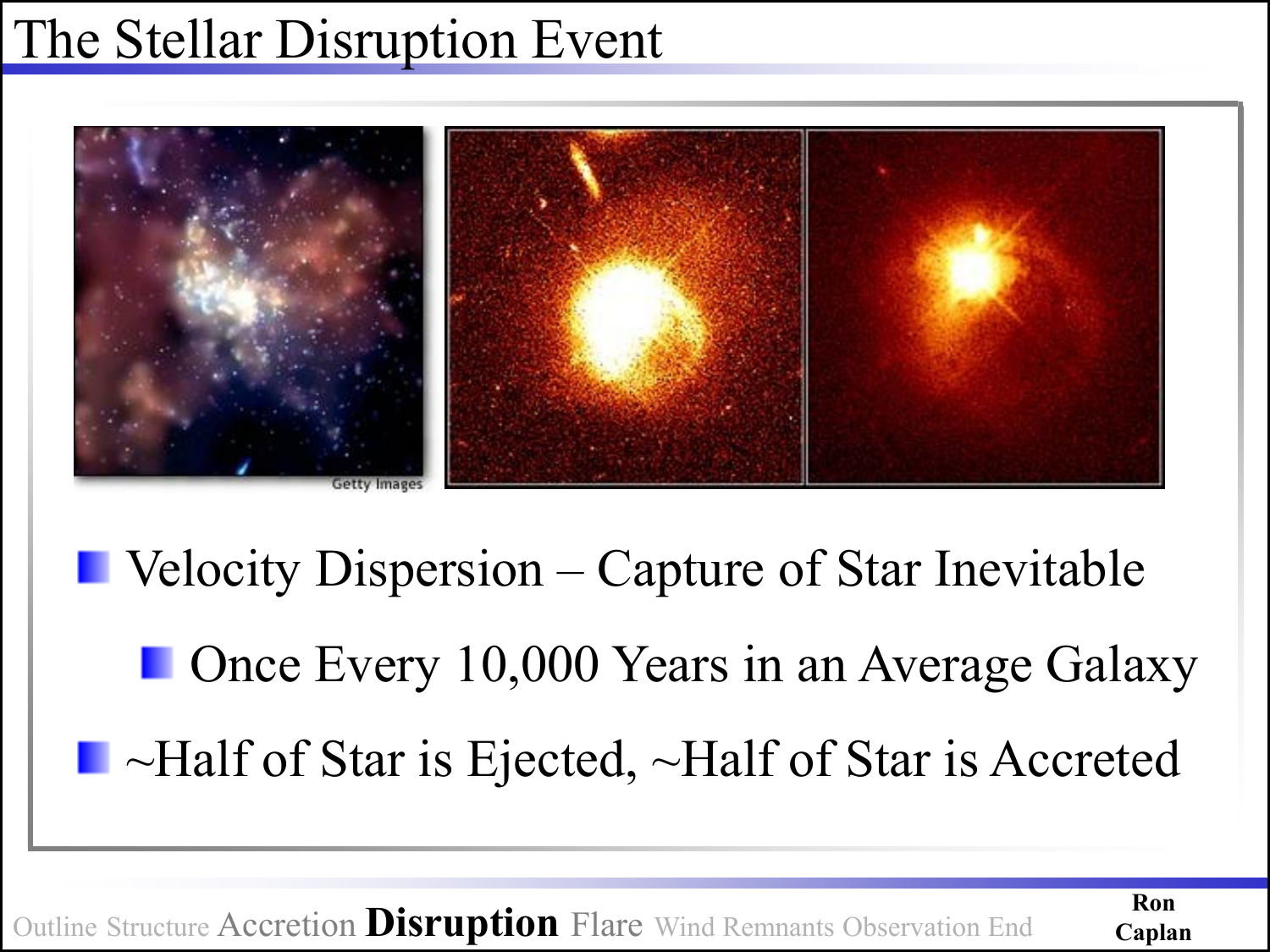# The Stellar Disruption Event

- Velocity Dispersion – Capture of Star Inevitable
  - Once Every 10,000 Years in an Average Galaxy
- ~Half of Star is Ejected, ~Half of Star is Accreted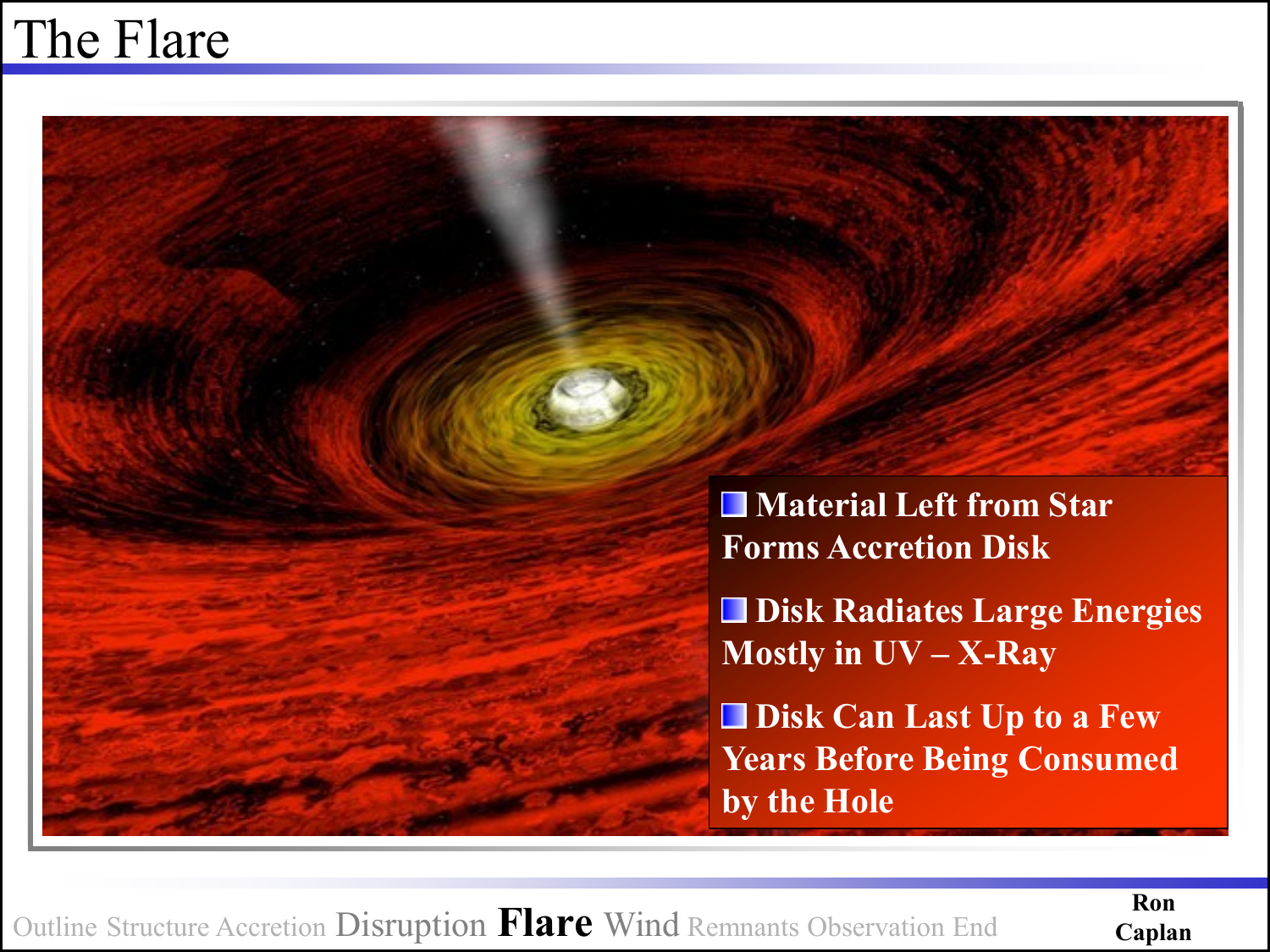# The Flare

- Material Left from Star Forms Accretion Disk
- Disk Radiates Large Energies Mostly in UV – X-Ray
- Disk Can Last Up to a Few Years Before Being Consumed by the Hole

Outline Structure Accretion Disruption **Flare** Wind Remnants Observation End

**Ron Caplan**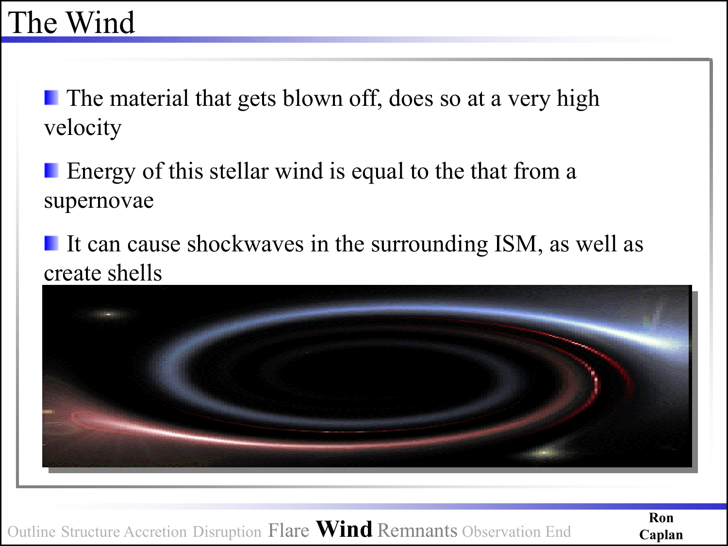# The Wind

- The material that gets blown off, does so at a very high velocity
- Energy of this stellar wind is equal to the that from a supernovae
- It can cause shockwaves in the surrounding ISM, as well as create shells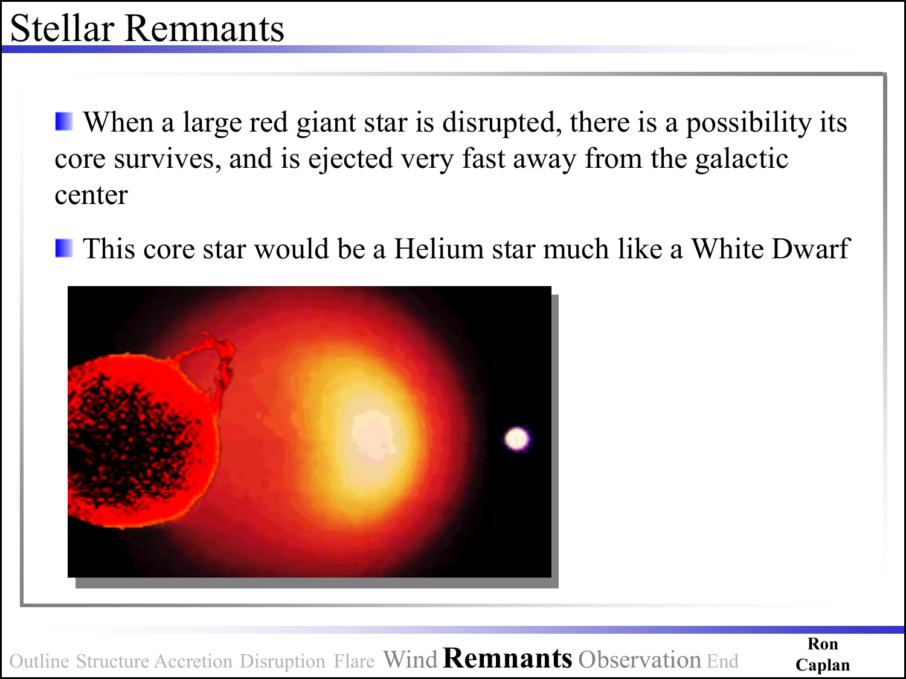# Stellar Remnants

- When a large red giant star is disrupted, there is a possibility its core survives, and is ejected very fast away from the galactic center
- This core star would be a Helium star much like a White Dwarf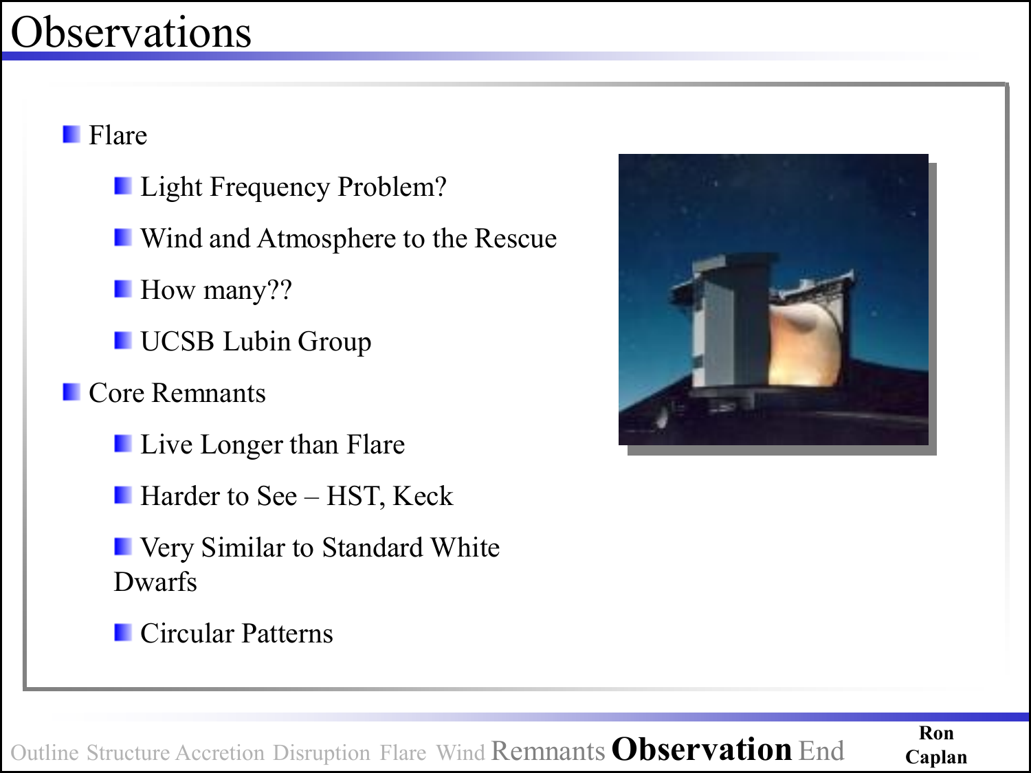# Observations

- Flare
  - Light Frequency Problem?
  - Wind and Atmosphere to the Rescue
  - How many??
  - UCSB Lubin Group
- Core Remnants
  - Live Longer than Flare
  - Harder to See – HST, Keck
  - Very Similar to Standard White Dwarfs
  - Circular Patterns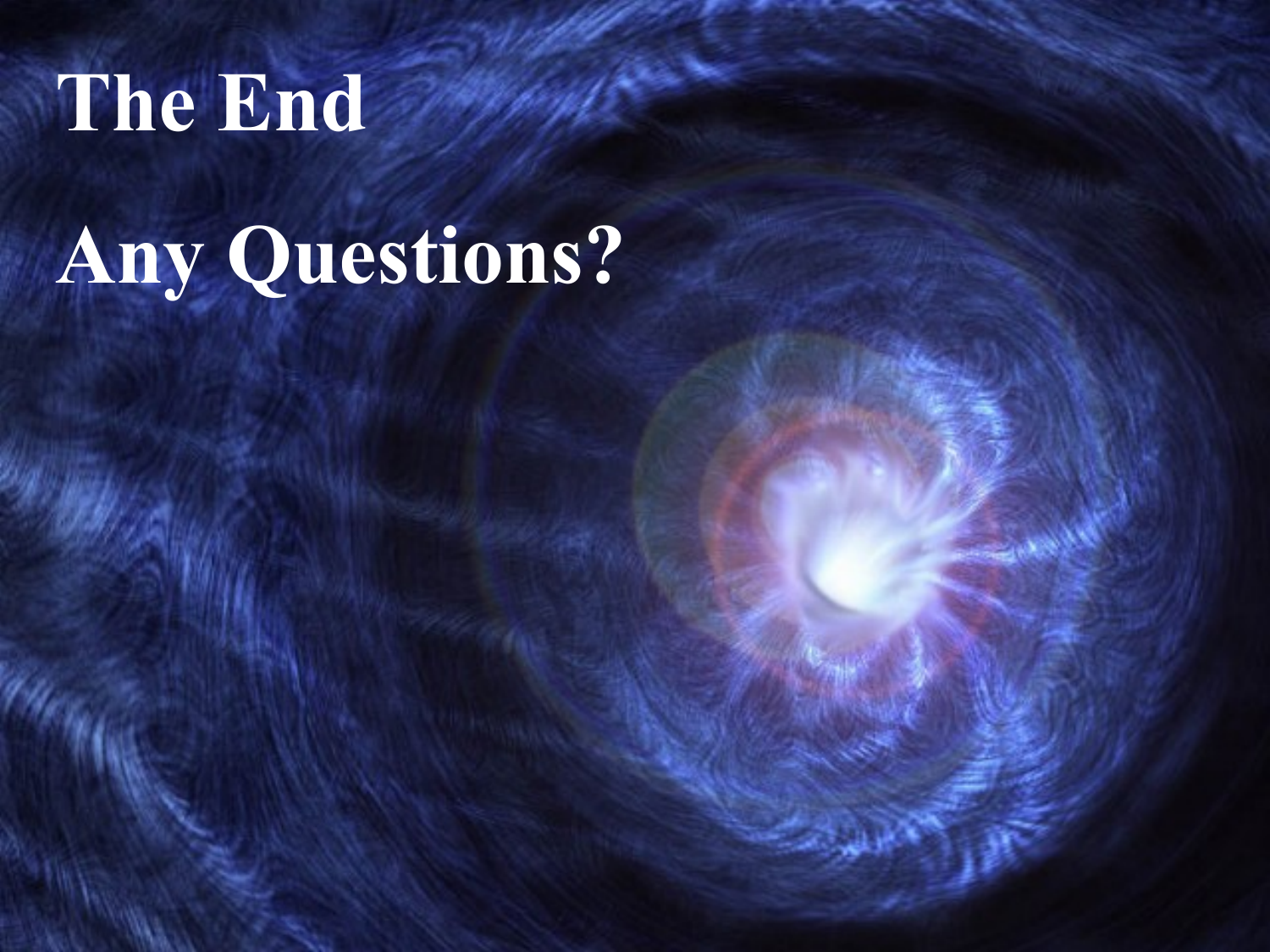# The End

# Any Questions?